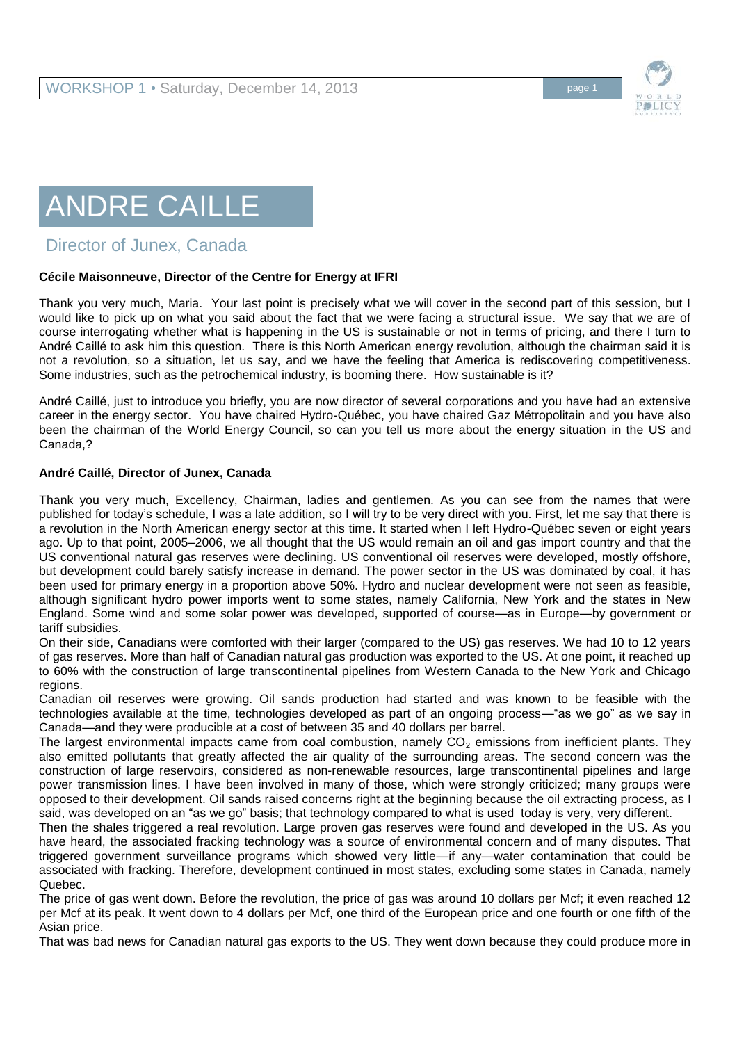# ANDRE CAILLE

## Director of Junex, Canada

**Cécile Maisonneuve, Director of the Centre for Energy at IFRI**

Thank you very much, Maria. Your last point is precisely what we will cover in the second part of this session, but I would like to pick up on what you said about the fact that we were facing a structural issue. We say that we are of course interrogating whether what is happening in the US is sustainable or not in terms of pricing, and there I turn to André Caillé to ask him this question. There is this North American energy revolution, although the chairman said it is not a revolution, so a situation, let us say, and we have the feeling that America is rediscovering competitiveness. Some industries, such as the petrochemical industry, is booming there. How sustainable is it?

André Caillé, just to introduce you briefly, you are now director of several corporations and you have had an extensive career in the energy sector. You have chaired Hydro-Québec, you have chaired Gaz Métropolitain and you have also been the chairman of the World Energy Council, so can you tell us more about the energy situation in the US and Canada,?

**André Caillé, Director of Junex, Canada**

Thank you very much, Excellency, Chairman, ladies and gentlemen. As you can see from the names that were published for today's schedule, I was a late addition, so I will try to be very direct with you. First, let me say that there is a revolution in the North American energy sector at this time. It started when I left Hydro-Québec seven or eight years ago. Up to that point, 2005–2006, we all thought that the US would remain an oil and gas import country and that the US conventional natural gas reserves were declining. US conventional oil reserves were developed, mostly offshore, but development could barely satisfy increase in demand. The power sector in the US was dominated by coal, it has been used for primary energy in a proportion above 50%. Hydro and nuclear development were not seen as feasible, although significant hydro power imports went to some states, namely California, New York and the states in New England. Some wind and some solar power was developed, supported of course—as in Europe—by government or tariff subsidies.

On their side, Canadians were comforted with their larger (compared to the US) gas reserves. We had 10 to 12 years of gas reserves. More than half of Canadian natural gas production was exported to the US. At one point, it reached up to 60% with the construction of large transcontinental pipelines from Western Canada to the New York and Chicago regions.

Canadian oil reserves were growing. Oil sands production had started and was known to be feasible with the technologies available at the time, technologies developed as part of an ongoing process—"as we go" as we say in Canada—and they were producible at a cost of between 35 and 40 dollars per barrel.

The largest environmental impacts came from coal combustion, namely $CO_2$ emissions from inefficient plants. They also emitted pollutants that greatly affected the air quality of the surrounding areas. The second concern was the construction of large reservoirs, considered as non-renewable resources, large transcontinental pipelines and large power transmission lines. I have been involved in many of those, which were strongly criticized; many groups were opposed to their development. Oil sands raised concerns right at the beginning because the oil extracting process, as I said, was developed on an "as we go" basis; that technology compared to what is used today is very, very different.

Then the shales triggered a real revolution. Large proven gas reserves were found and developed in the US. As you have heard, the associated fracking technology was a source of environmental concern and of many disputes. That triggered government surveillance programs which showed very little—if any—water contamination that could be associated with fracking. Therefore, development continued in most states, excluding some states in Canada, namely Quebec.

The price of gas went down. Before the revolution, the price of gas was around 10 dollars per Mcf; it even reached 12 per Mcf at its peak. It went down to 4 dollars per Mcf, one third of the European price and one fourth or one fifth of the Asian price.

That was bad news for Canadian natural gas exports to the US. They went down because they could produce more in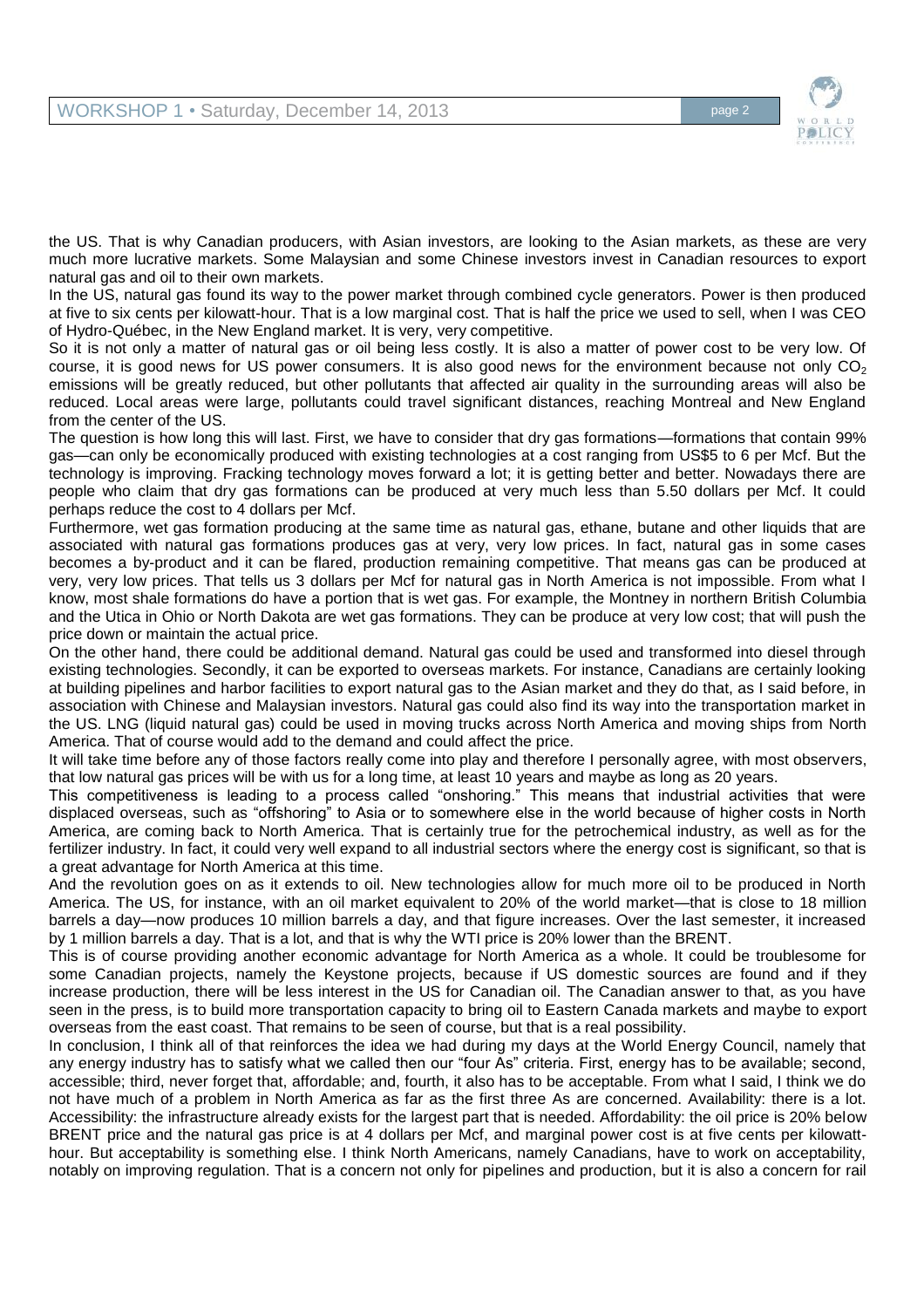the US. That is why Canadian producers, with Asian investors, are looking to the Asian markets, as these are very much more lucrative markets. Some Malaysian and some Chinese investors invest in Canadian resources to export natural gas and oil to their own markets.

In the US, natural gas found its way to the power market through combined cycle generators. Power is then produced at five to six cents per kilowatt-hour. That is a low marginal cost. That is half the price we used to sell, when I was CEO of Hydro-Québec, in the New England market. It is very, very competitive.

So it is not only a matter of natural gas or oil being less costly. It is also a matter of power cost to be very low. Of course, it is good news for US power consumers. It is also good news for the environment because not only $CO_2$ emissions will be greatly reduced, but other pollutants that affected air quality in the surrounding areas will also be reduced. Local areas were large, pollutants could travel significant distances, reaching Montreal and New England from the center of the US.

The question is how long this will last. First, we have to consider that dry gas formations—formations that contain 99% gas—can only be economically produced with existing technologies at a cost ranging from US$5 to 6 per Mcf. But the technology is improving. Fracking technology moves forward a lot; it is getting better and better. Nowadays there are people who claim that dry gas formations can be produced at very much less than 5.50 dollars per Mcf. It could perhaps reduce the cost to 4 dollars per Mcf.

Furthermore, wet gas formation producing at the same time as natural gas, ethane, butane and other liquids that are associated with natural gas formations produces gas at very, very low prices. In fact, natural gas in some cases becomes a by-product and it can be flared, production remaining competitive. That means gas can be produced at very, very low prices. That tells us 3 dollars per Mcf for natural gas in North America is not impossible. From what I know, most shale formations do have a portion that is wet gas. For example, the Montney in northern British Columbia and the Utica in Ohio or North Dakota are wet gas formations. They can be produce at very low cost; that will push the price down or maintain the actual price.

On the other hand, there could be additional demand. Natural gas could be used and transformed into diesel through existing technologies. Secondly, it can be exported to overseas markets. For instance, Canadians are certainly looking at building pipelines and harbor facilities to export natural gas to the Asian market and they do that, as I said before, in association with Chinese and Malaysian investors. Natural gas could also find its way into the transportation market in the US. LNG (liquid natural gas) could be used in moving trucks across North America and moving ships from North America. That of course would add to the demand and could affect the price.

It will take time before any of those factors really come into play and therefore I personally agree, with most observers, that low natural gas prices will be with us for a long time, at least 10 years and maybe as long as 20 years.

This competitiveness is leading to a process called "onshoring." This means that industrial activities that were displaced overseas, such as "offshoring" to Asia or to somewhere else in the world because of higher costs in North America, are coming back to North America. That is certainly true for the petrochemical industry, as well as for the fertilizer industry. In fact, it could very well expand to all industrial sectors where the energy cost is significant, so that is a great advantage for North America at this time.

And the revolution goes on as it extends to oil. New technologies allow for much more oil to be produced in North America. The US, for instance, with an oil market equivalent to 20% of the world market—that is close to 18 million barrels a day—now produces 10 million barrels a day, and that figure increases. Over the last semester, it increased by 1 million barrels a day. That is a lot, and that is why the WTI price is 20% lower than the BRENT.

This is of course providing another economic advantage for North America as a whole. It could be troublesome for some Canadian projects, namely the Keystone projects, because if US domestic sources are found and if they increase production, there will be less interest in the US for Canadian oil. The Canadian answer to that, as you have seen in the press, is to build more transportation capacity to bring oil to Eastern Canada markets and maybe to export overseas from the east coast. That remains to be seen of course, but that is a real possibility.

In conclusion, I think all of that reinforces the idea we had during my days at the World Energy Council, namely that any energy industry has to satisfy what we called then our "four As" criteria. First, energy has to be available; second, accessible; third, never forget that, affordable; and, fourth, it also has to be acceptable. From what I said, I think we do not have much of a problem in North America as far as the first three As are concerned. Availability: there is a lot. Accessibility: the infrastructure already exists for the largest part that is needed. Affordability: the oil price is 20% below BRENT price and the natural gas price is at 4 dollars per Mcf, and marginal power cost is at five cents per kilowatt-hour. But acceptability is something else. I think North Americans, namely Canadians, have to work on acceptability, notably on improving regulation. That is a concern not only for pipelines and production, but it is also a concern for rail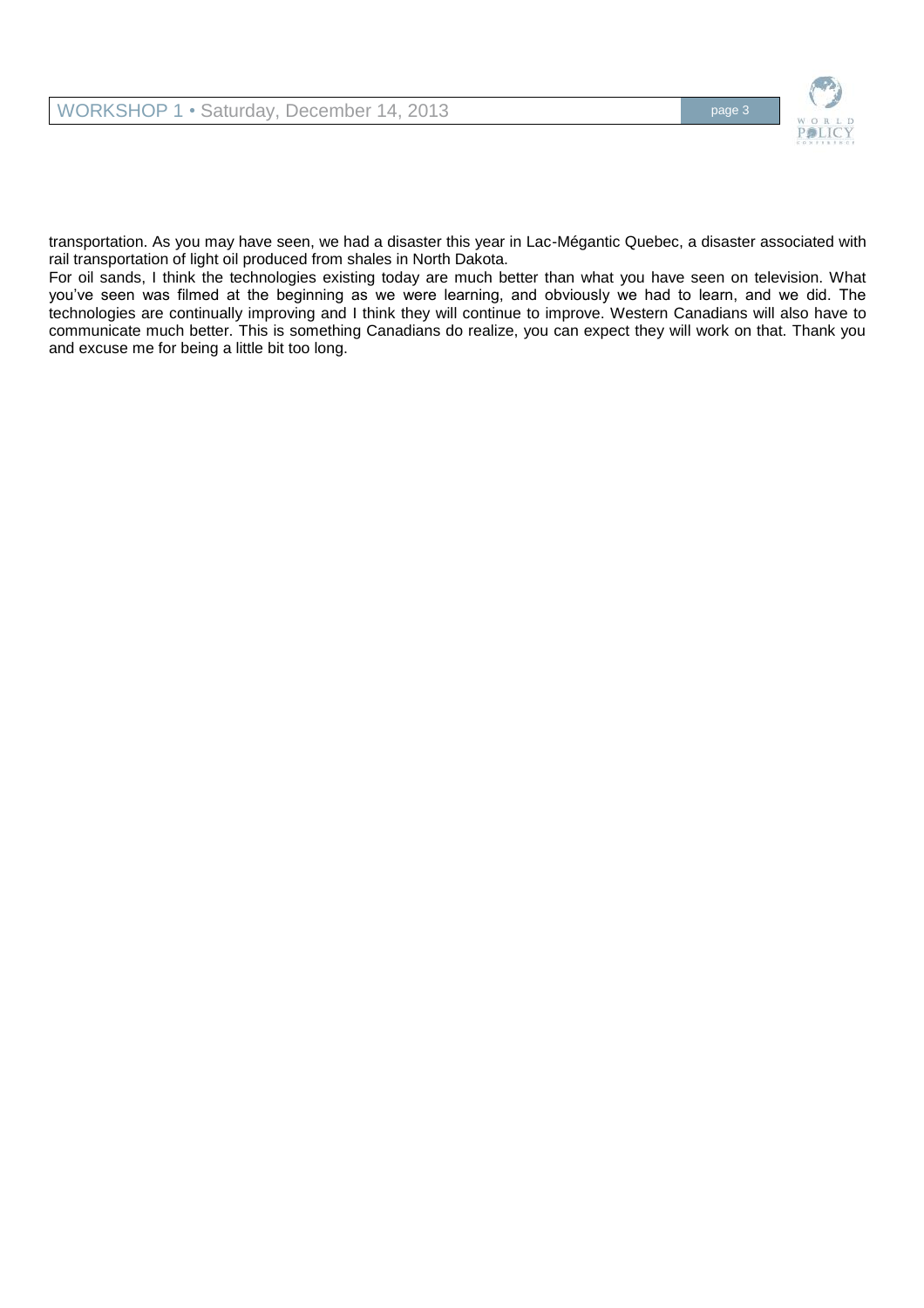transportation. As you may have seen, we had a disaster this year in Lac-Mégantic Quebec, a disaster associated with rail transportation of light oil produced from shales in North Dakota.

For oil sands, I think the technologies existing today are much better than what you have seen on television. What you've seen was filmed at the beginning as we were learning, and obviously we had to learn, and we did. The technologies are continually improving and I think they will continue to improve. Western Canadians will also have to communicate much better. This is something Canadians do realize, you can expect they will work on that. Thank you and excuse me for being a little bit too long.